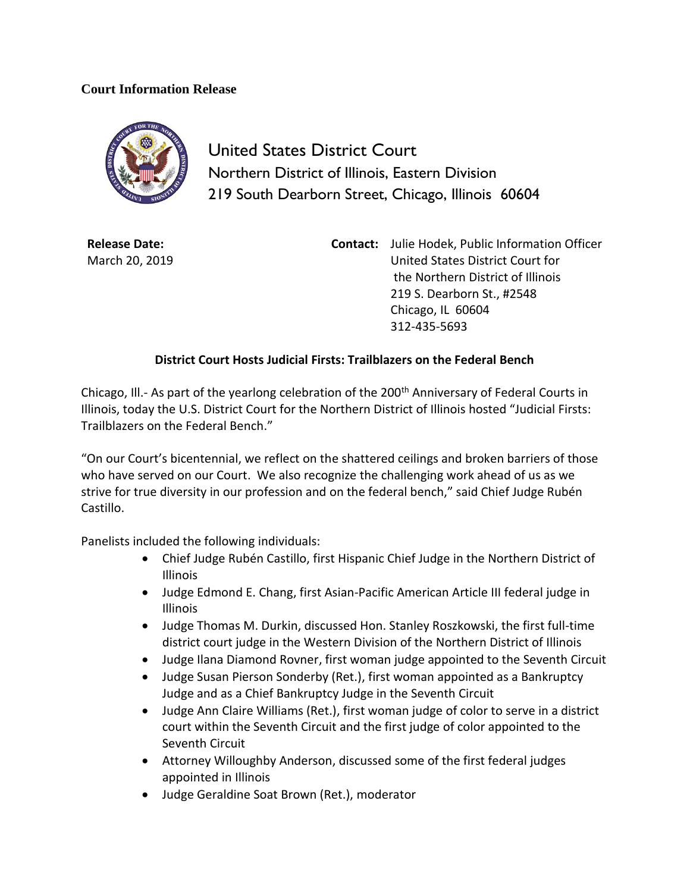**Court Information Release**

United States District Court
Northern District of Illinois, Eastern Division
219 South Dearborn Street, Chicago, Illinois 60604

**Release Date:**
March 20, 2019

**Contact:** Julie Hodek, Public Information Officer
United States District Court for
the Northern District of Illinois
219 S. Dearborn St., #2548
Chicago, IL 60604
312-435-5693

## District Court Hosts Judicial Firsts: Trailblazers on the Federal Bench

Chicago, Ill.- As part of the yearlong celebration of the 200th Anniversary of Federal Courts in Illinois, today the U.S. District Court for the Northern District of Illinois hosted "Judicial Firsts: Trailblazers on the Federal Bench."

"On our Court's bicentennial, we reflect on the shattered ceilings and broken barriers of those who have served on our Court. We also recognize the challenging work ahead of us as we strive for true diversity in our profession and on the federal bench," said Chief Judge Rubén Castillo.

Panelists included the following individuals:

- Chief Judge Rubén Castillo, first Hispanic Chief Judge in the Northern District of Illinois
- Judge Edmond E. Chang, first Asian-Pacific American Article III federal judge in Illinois
- Judge Thomas M. Durkin, discussed Hon. Stanley Roszkowski, the first full-time district court judge in the Western Division of the Northern District of Illinois
- Judge Ilana Diamond Rovner, first woman judge appointed to the Seventh Circuit
- Judge Susan Pierson Sonderby (Ret.), first woman appointed as a Bankruptcy Judge and as a Chief Bankruptcy Judge in the Seventh Circuit
- Judge Ann Claire Williams (Ret.), first woman judge of color to serve in a district court within the Seventh Circuit and the first judge of color appointed to the Seventh Circuit
- Attorney Willoughby Anderson, discussed some of the first federal judges appointed in Illinois
- Judge Geraldine Soat Brown (Ret.), moderator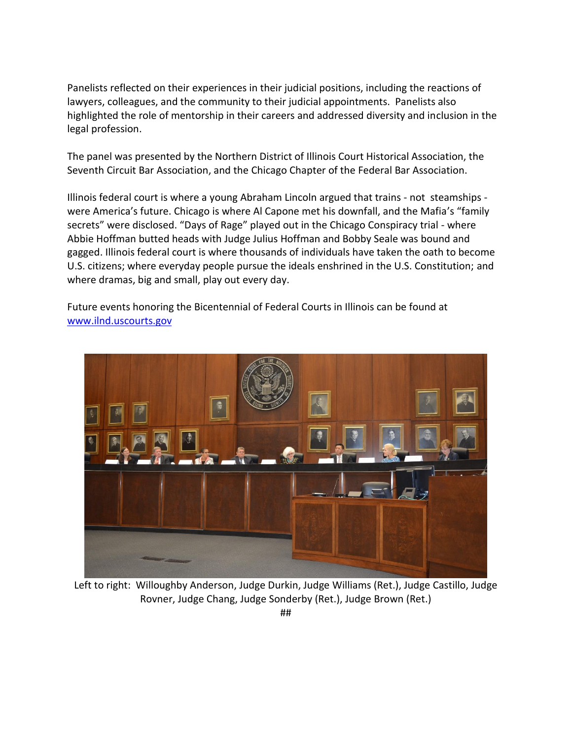Panelists reflected on their experiences in their judicial positions, including the reactions of lawyers, colleagues, and the community to their judicial appointments. Panelists also highlighted the role of mentorship in their careers and addressed diversity and inclusion in the legal profession.

The panel was presented by the Northern District of Illinois Court Historical Association, the Seventh Circuit Bar Association, and the Chicago Chapter of the Federal Bar Association.

Illinois federal court is where a young Abraham Lincoln argued that trains - not steamships - were America's future. Chicago is where Al Capone met his downfall, and the Mafia's "family secrets" were disclosed. "Days of Rage" played out in the Chicago Conspiracy trial - where Abbie Hoffman butted heads with Judge Julius Hoffman and Bobby Seale was bound and gagged. Illinois federal court is where thousands of individuals have taken the oath to become U.S. citizens; where everyday people pursue the ideals enshrined in the U.S. Constitution; and where dramas, big and small, play out every day.

Future events honoring the Bicentennial of Federal Courts in Illinois can be found at [www.ilnd.uscourts.gov](http://www.ilnd.uscourts.gov)

Left to right: Willoughby Anderson, Judge Durkin, Judge Williams (Ret.), Judge Castillo, Judge Rovner, Judge Chang, Judge Sonderby (Ret.), Judge Brown (Ret.)

##